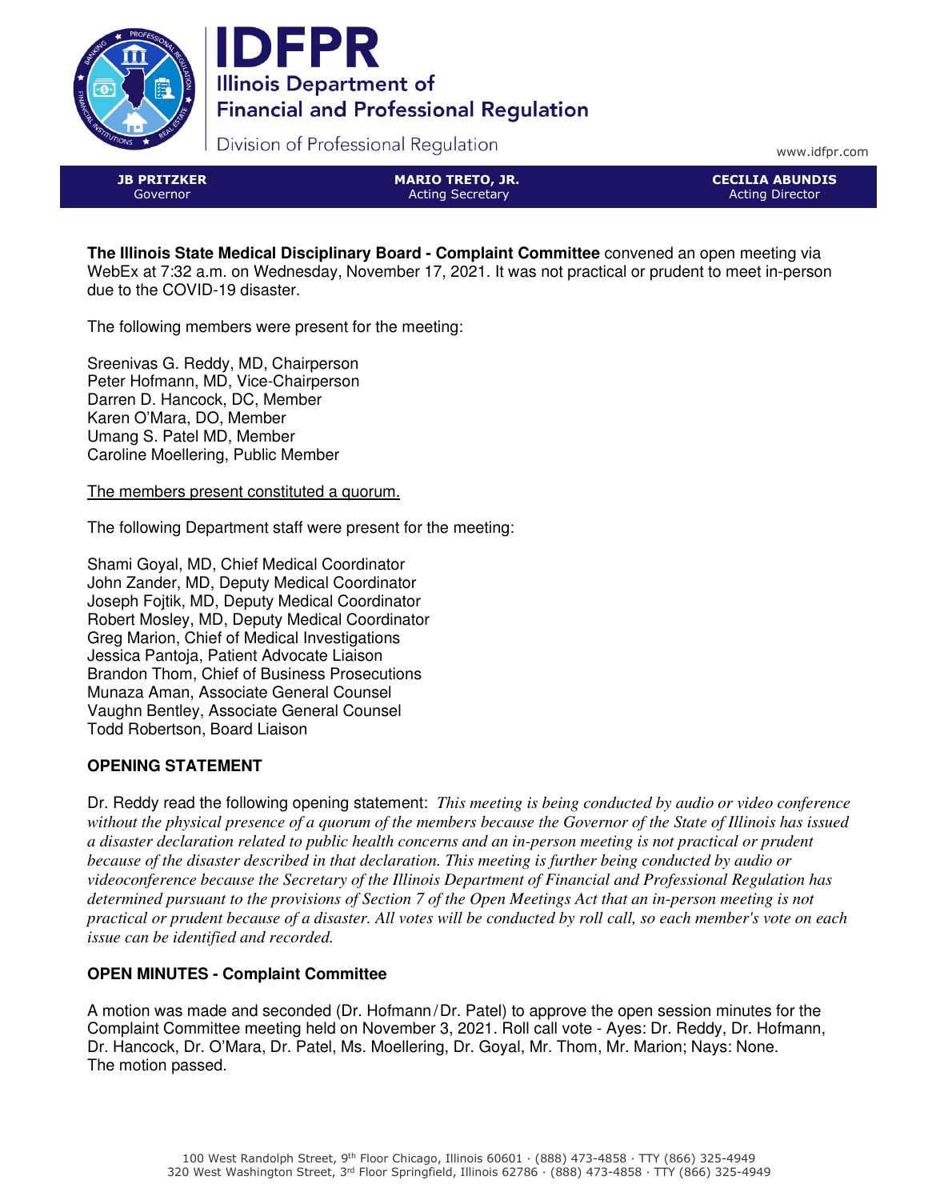# IDFPR

**Illinois Department of Financial and Professional Regulation**

Division of Professional Regulation

www.idfpr.com

| **JB PRITZKER** Governor | **MARIO TRETO, JR.** Acting Secretary | **CECILIA ABUNDIS** Acting Director |
|---|---|---|

**The Illinois State Medical Disciplinary Board - Complaint Committee** convened an open meeting via WebEx at 7:32 a.m. on Wednesday, November 17, 2021. It was not practical or prudent to meet in-person due to the COVID-19 disaster.

The following members were present for the meeting:

Sreenivas G. Reddy, MD, Chairperson
Peter Hofmann, MD, Vice-Chairperson
Darren D. Hancock, DC, Member
Karen O'Mara, DO, Member
Umang S. Patel MD, Member
Caroline Moellering, Public Member

The members present constituted a quorum.

The following Department staff were present for the meeting:

Shami Goyal, MD, Chief Medical Coordinator
John Zander, MD, Deputy Medical Coordinator
Joseph Fojtik, MD, Deputy Medical Coordinator
Robert Mosley, MD, Deputy Medical Coordinator
Greg Marion, Chief of Medical Investigations
Jessica Pantoja, Patient Advocate Liaison
Brandon Thom, Chief of Business Prosecutions
Munaza Aman, Associate General Counsel
Vaughn Bentley, Associate General Counsel
Todd Robertson, Board Liaison

## OPENING STATEMENT

Dr. Reddy read the following opening statement: *This meeting is being conducted by audio or video conference without the physical presence of a quorum of the members because the Governor of the State of Illinois has issued a disaster declaration related to public health concerns and an in-person meeting is not practical or prudent because of the disaster described in that declaration. This meeting is further being conducted by audio or videoconference because the Secretary of the Illinois Department of Financial and Professional Regulation has determined pursuant to the provisions of Section 7 of the Open Meetings Act that an in-person meeting is not practical or prudent because of a disaster. All votes will be conducted by roll call, so each member's vote on each issue can be identified and recorded.*

## OPEN MINUTES - Complaint Committee

A motion was made and seconded (Dr. Hofmann/Dr. Patel) to approve the open session minutes for the Complaint Committee meeting held on November 3, 2021. Roll call vote - Ayes: Dr. Reddy, Dr. Hofmann, Dr. Hancock, Dr. O'Mara, Dr. Patel, Ms. Moellering, Dr. Goyal, Mr. Thom, Mr. Marion; Nays: None. The motion passed.

100 West Randolph Street, 9th Floor Chicago, Illinois 60601 · (888) 473-4858 · TTY (866) 325-4949
320 West Washington Street, 3rd Floor Springfield, Illinois 62786 · (888) 473-4858 · TTY (866) 325-4949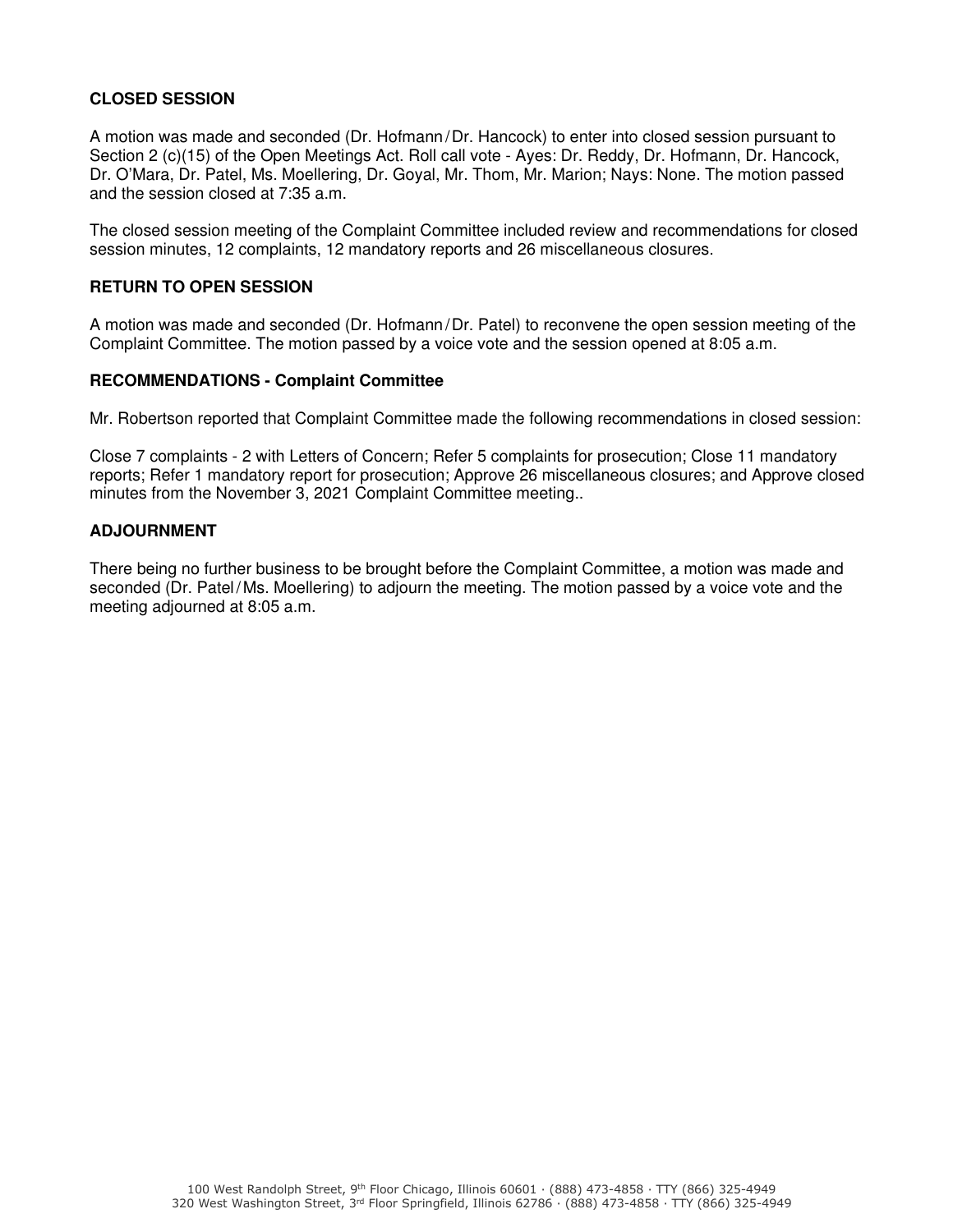**CLOSED SESSION**

A motion was made and seconded (Dr. Hofmann/Dr. Hancock) to enter into closed session pursuant to Section 2 (c)(15) of the Open Meetings Act. Roll call vote - Ayes: Dr. Reddy, Dr. Hofmann, Dr. Hancock, Dr. O'Mara, Dr. Patel, Ms. Moellering, Dr. Goyal, Mr. Thom, Mr. Marion; Nays: None. The motion passed and the session closed at 7:35 a.m.

The closed session meeting of the Complaint Committee included review and recommendations for closed session minutes, 12 complaints, 12 mandatory reports and 26 miscellaneous closures.

**RETURN TO OPEN SESSION**

A motion was made and seconded (Dr. Hofmann/Dr. Patel) to reconvene the open session meeting of the Complaint Committee. The motion passed by a voice vote and the session opened at 8:05 a.m.

**RECOMMENDATIONS - Complaint Committee**

Mr. Robertson reported that Complaint Committee made the following recommendations in closed session:

Close 7 complaints - 2 with Letters of Concern; Refer 5 complaints for prosecution; Close 11 mandatory reports; Refer 1 mandatory report for prosecution; Approve 26 miscellaneous closures; and Approve closed minutes from the November 3, 2021 Complaint Committee meeting..

**ADJOURNMENT**

There being no further business to be brought before the Complaint Committee, a motion was made and seconded (Dr. Patel/Ms. Moellering) to adjourn the meeting. The motion passed by a voice vote and the meeting adjourned at 8:05 a.m.

100 West Randolph Street, 9th Floor Chicago, Illinois 60601 · (888) 473-4858 · TTY (866) 325-4949
320 West Washington Street, 3rd Floor Springfield, Illinois 62786 · (888) 473-4858 · TTY (866) 325-4949